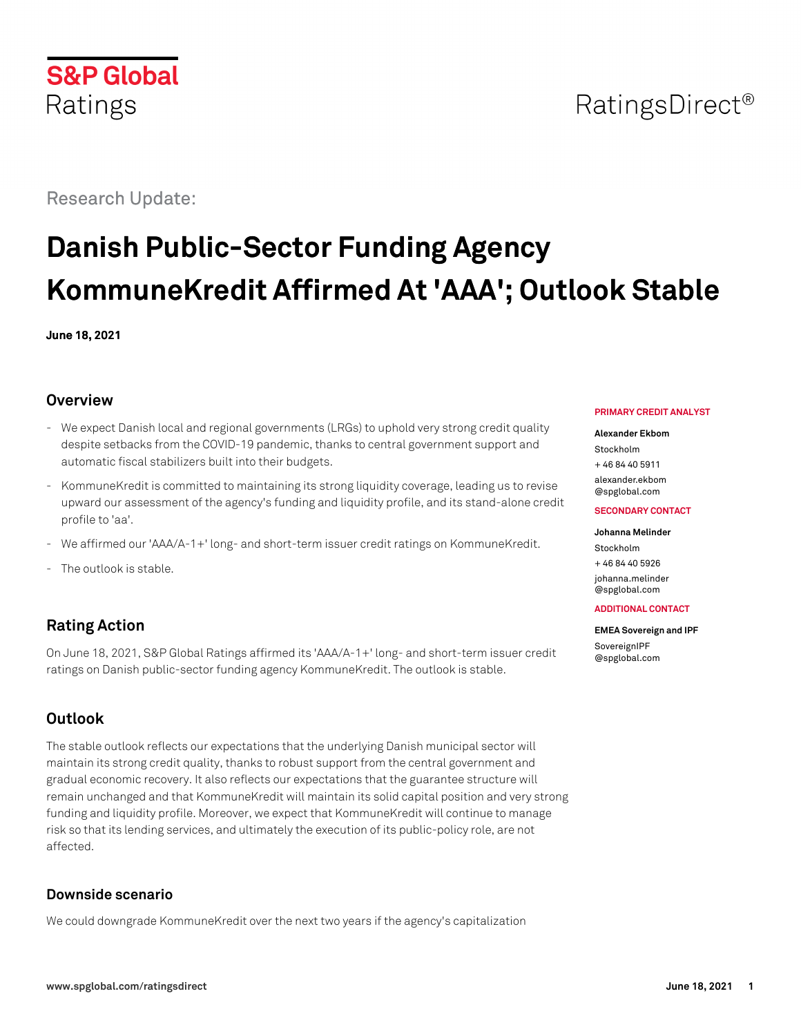S&P Global Ratings

RatingsDirect®

Research Update:

# Danish Public-Sector Funding Agency KommuneKredit Affirmed At 'AAA'; Outlook Stable

**June 18, 2021**

## Overview

- We expect Danish local and regional governments (LRGs) to uphold very strong credit quality despite setbacks from the COVID-19 pandemic, thanks to central government support and automatic fiscal stabilizers built into their budgets.
- KommuneKredit is committed to maintaining its strong liquidity coverage, leading us to revise upward our assessment of the agency's funding and liquidity profile, and its stand-alone credit profile to 'aa'.
- We affirmed our 'AAA/A-1+' long- and short-term issuer credit ratings on KommuneKredit.
- The outlook is stable.

**PRIMARY CREDIT ANALYST**

**Alexander Ekbom**
Stockholm
+ 46 84 40 5911
alexander.ekbom@spglobal.com

**SECONDARY CONTACT**

**Johanna Melinder**
Stockholm
+ 46 84 40 5926
johanna.melinder@spglobal.com

**ADDITIONAL CONTACT**

**EMEA Sovereign and IPF**
SovereignIPF@spglobal.com

## Rating Action

On June 18, 2021, S&P Global Ratings affirmed its 'AAA/A-1+' long- and short-term issuer credit ratings on Danish public-sector funding agency KommuneKredit. The outlook is stable.

## Outlook

The stable outlook reflects our expectations that the underlying Danish municipal sector will maintain its strong credit quality, thanks to robust support from the central government and gradual economic recovery. It also reflects our expectations that the guarantee structure will remain unchanged and that KommuneKredit will maintain its solid capital position and very strong funding and liquidity profile. Moreover, we expect that KommuneKredit will continue to manage risk so that its lending services, and ultimately the execution of its public-policy role, are not affected.

### Downside scenario

We could downgrade KommuneKredit over the next two years if the agency's capitalization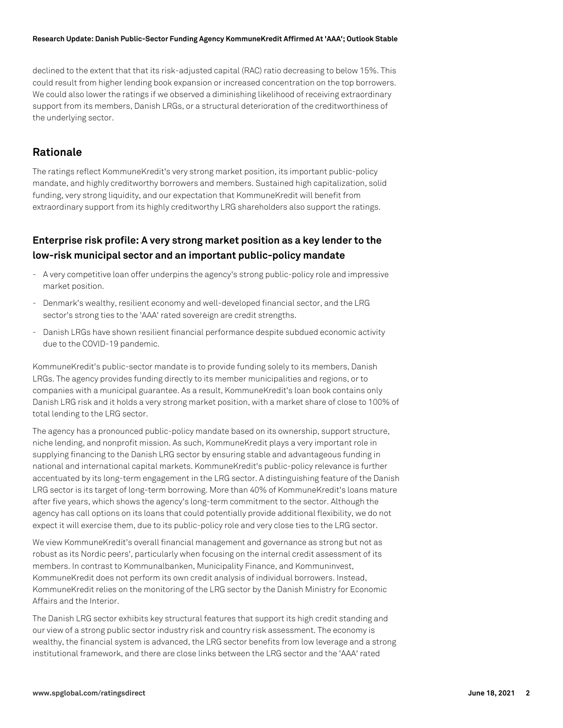declined to the extent that that its risk-adjusted capital (RAC) ratio decreasing to below 15%. This could result from higher lending book expansion or increased concentration on the top borrowers. We could also lower the ratings if we observed a diminishing likelihood of receiving extraordinary support from its members, Danish LRGs, or a structural deterioration of the creditworthiness of the underlying sector.

## Rationale

The ratings reflect KommuneKredit's very strong market position, its important public-policy mandate, and highly creditworthy borrowers and members. Sustained high capitalization, solid funding, very strong liquidity, and our expectation that KommuneKredit will benefit from extraordinary support from its highly creditworthy LRG shareholders also support the ratings.

### Enterprise risk profile: A very strong market position as a key lender to the low-risk municipal sector and an important public-policy mandate

- A very competitive loan offer underpins the agency's strong public-policy role and impressive market position.
- Denmark's wealthy, resilient economy and well-developed financial sector, and the LRG sector's strong ties to the 'AAA' rated sovereign are credit strengths.
- Danish LRGs have shown resilient financial performance despite subdued economic activity due to the COVID-19 pandemic.

KommuneKredit's public-sector mandate is to provide funding solely to its members, Danish LRGs. The agency provides funding directly to its member municipalities and regions, or to companies with a municipal guarantee. As a result, KommuneKredit's loan book contains only Danish LRG risk and it holds a very strong market position, with a market share of close to 100% of total lending to the LRG sector.

The agency has a pronounced public-policy mandate based on its ownership, support structure, niche lending, and nonprofit mission. As such, KommuneKredit plays a very important role in supplying financing to the Danish LRG sector by ensuring stable and advantageous funding in national and international capital markets. KommuneKredit's public-policy relevance is further accentuated by its long-term engagement in the LRG sector. A distinguishing feature of the Danish LRG sector is its target of long-term borrowing. More than 40% of KommuneKredit's loans mature after five years, which shows the agency's long-term commitment to the sector. Although the agency has call options on its loans that could potentially provide additional flexibility, we do not expect it will exercise them, due to its public-policy role and very close ties to the LRG sector.

We view KommuneKredit's overall financial management and governance as strong but not as robust as its Nordic peers', particularly when focusing on the internal credit assessment of its members. In contrast to Kommunalbanken, Municipality Finance, and Kommuninvest, KommuneKredit does not perform its own credit analysis of individual borrowers. Instead, KommuneKredit relies on the monitoring of the LRG sector by the Danish Ministry for Economic Affairs and the Interior.

The Danish LRG sector exhibits key structural features that support its high credit standing and our view of a strong public sector industry risk and country risk assessment. The economy is wealthy, the financial system is advanced, the LRG sector benefits from low leverage and a strong institutional framework, and there are close links between the LRG sector and the 'AAA' rated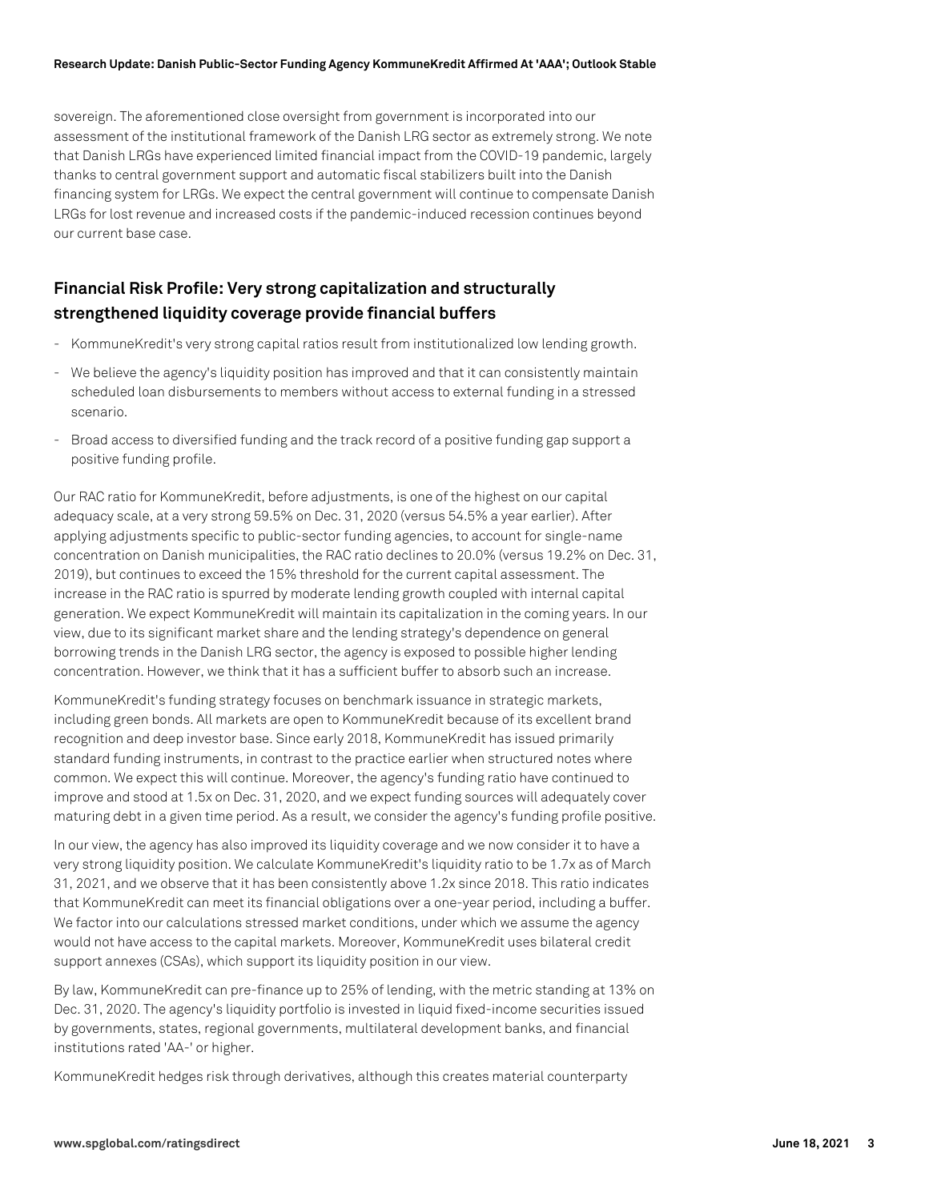sovereign. The aforementioned close oversight from government is incorporated into our assessment of the institutional framework of the Danish LRG sector as extremely strong. We note that Danish LRGs have experienced limited financial impact from the COVID-19 pandemic, largely thanks to central government support and automatic fiscal stabilizers built into the Danish financing system for LRGs. We expect the central government will continue to compensate Danish LRGs for lost revenue and increased costs if the pandemic-induced recession continues beyond our current base case.

## Financial Risk Profile: Very strong capitalization and structurally strengthened liquidity coverage provide financial buffers

- KommuneKredit's very strong capital ratios result from institutionalized low lending growth.
- We believe the agency's liquidity position has improved and that it can consistently maintain scheduled loan disbursements to members without access to external funding in a stressed scenario.
- Broad access to diversified funding and the track record of a positive funding gap support a positive funding profile.

Our RAC ratio for KommuneKredit, before adjustments, is one of the highest on our capital adequacy scale, at a very strong 59.5% on Dec. 31, 2020 (versus 54.5% a year earlier). After applying adjustments specific to public-sector funding agencies, to account for single-name concentration on Danish municipalities, the RAC ratio declines to 20.0% (versus 19.2% on Dec. 31, 2019), but continues to exceed the 15% threshold for the current capital assessment. The increase in the RAC ratio is spurred by moderate lending growth coupled with internal capital generation. We expect KommuneKredit will maintain its capitalization in the coming years. In our view, due to its significant market share and the lending strategy's dependence on general borrowing trends in the Danish LRG sector, the agency is exposed to possible higher lending concentration. However, we think that it has a sufficient buffer to absorb such an increase.

KommuneKredit's funding strategy focuses on benchmark issuance in strategic markets, including green bonds. All markets are open to KommuneKredit because of its excellent brand recognition and deep investor base. Since early 2018, KommuneKredit has issued primarily standard funding instruments, in contrast to the practice earlier when structured notes where common. We expect this will continue. Moreover, the agency's funding ratio have continued to improve and stood at 1.5x on Dec. 31, 2020, and we expect funding sources will adequately cover maturing debt in a given time period. As a result, we consider the agency's funding profile positive.

In our view, the agency has also improved its liquidity coverage and we now consider it to have a very strong liquidity position. We calculate KommuneKredit's liquidity ratio to be 1.7x as of March 31, 2021, and we observe that it has been consistently above 1.2x since 2018. This ratio indicates that KommuneKredit can meet its financial obligations over a one-year period, including a buffer. We factor into our calculations stressed market conditions, under which we assume the agency would not have access to the capital markets. Moreover, KommuneKredit uses bilateral credit support annexes (CSAs), which support its liquidity position in our view.

By law, KommuneKredit can pre-finance up to 25% of lending, with the metric standing at 13% on Dec. 31, 2020. The agency's liquidity portfolio is invested in liquid fixed-income securities issued by governments, states, regional governments, multilateral development banks, and financial institutions rated 'AA-' or higher.

KommuneKredit hedges risk through derivatives, although this creates material counterparty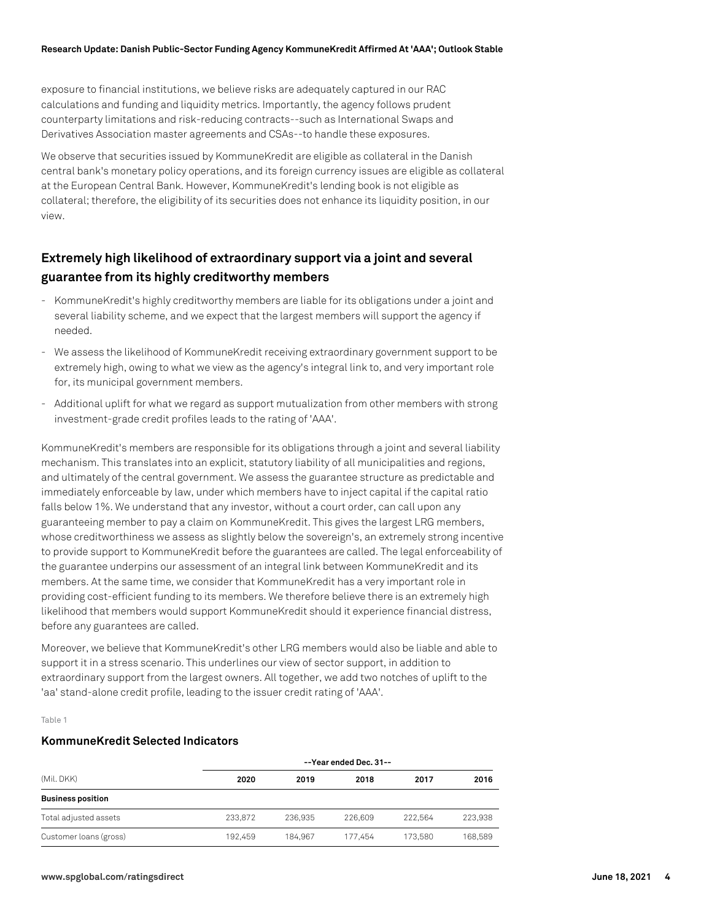exposure to financial institutions, we believe risks are adequately captured in our RAC calculations and funding and liquidity metrics. Importantly, the agency follows prudent counterparty limitations and risk-reducing contracts--such as International Swaps and Derivatives Association master agreements and CSAs--to handle these exposures.

We observe that securities issued by KommuneKredit are eligible as collateral in the Danish central bank's monetary policy operations, and its foreign currency issues are eligible as collateral at the European Central Bank. However, KommuneKredit's lending book is not eligible as collateral; therefore, the eligibility of its securities does not enhance its liquidity position, in our view.

## Extremely high likelihood of extraordinary support via a joint and several guarantee from its highly creditworthy members

- KommuneKredit's highly creditworthy members are liable for its obligations under a joint and several liability scheme, and we expect that the largest members will support the agency if needed.
- We assess the likelihood of KommuneKredit receiving extraordinary government support to be extremely high, owing to what we view as the agency's integral link to, and very important role for, its municipal government members.
- Additional uplift for what we regard as support mutualization from other members with strong investment-grade credit profiles leads to the rating of 'AAA'.

KommuneKredit's members are responsible for its obligations through a joint and several liability mechanism. This translates into an explicit, statutory liability of all municipalities and regions, and ultimately of the central government. We assess the guarantee structure as predictable and immediately enforceable by law, under which members have to inject capital if the capital ratio falls below 1%. We understand that any investor, without a court order, can call upon any guaranteeing member to pay a claim on KommuneKredit. This gives the largest LRG members, whose creditworthiness we assess as slightly below the sovereign's, an extremely strong incentive to provide support to KommuneKredit before the guarantees are called. The legal enforceability of the guarantee underpins our assessment of an integral link between KommuneKredit and its members. At the same time, we consider that KommuneKredit has a very important role in providing cost-efficient funding to its members. We therefore believe there is an extremely high likelihood that members would support KommuneKredit should it experience financial distress, before any guarantees are called.

Moreover, we believe that KommuneKredit's other LRG members would also be liable and able to support it in a stress scenario. This underlines our view of sector support, in addition to extraordinary support from the largest owners. All together, we add two notches of uplift to the 'aa' stand-alone credit profile, leading to the issuer credit rating of 'AAA'.

Table 1

### KommuneKredit Selected Indicators

| | --Year ended Dec. 31-- | | | | |
|---|---|---|---|---|---|
| (Mil. DKK) | 2020 | 2019 | 2018 | 2017 | 2016 |
| **Business position** | | | | | |
| Total adjusted assets | 233,872 | 236,935 | 226,609 | 222,564 | 223,938 |
| Customer loans (gross) | 192,459 | 184,967 | 177,454 | 173,580 | 168,589 |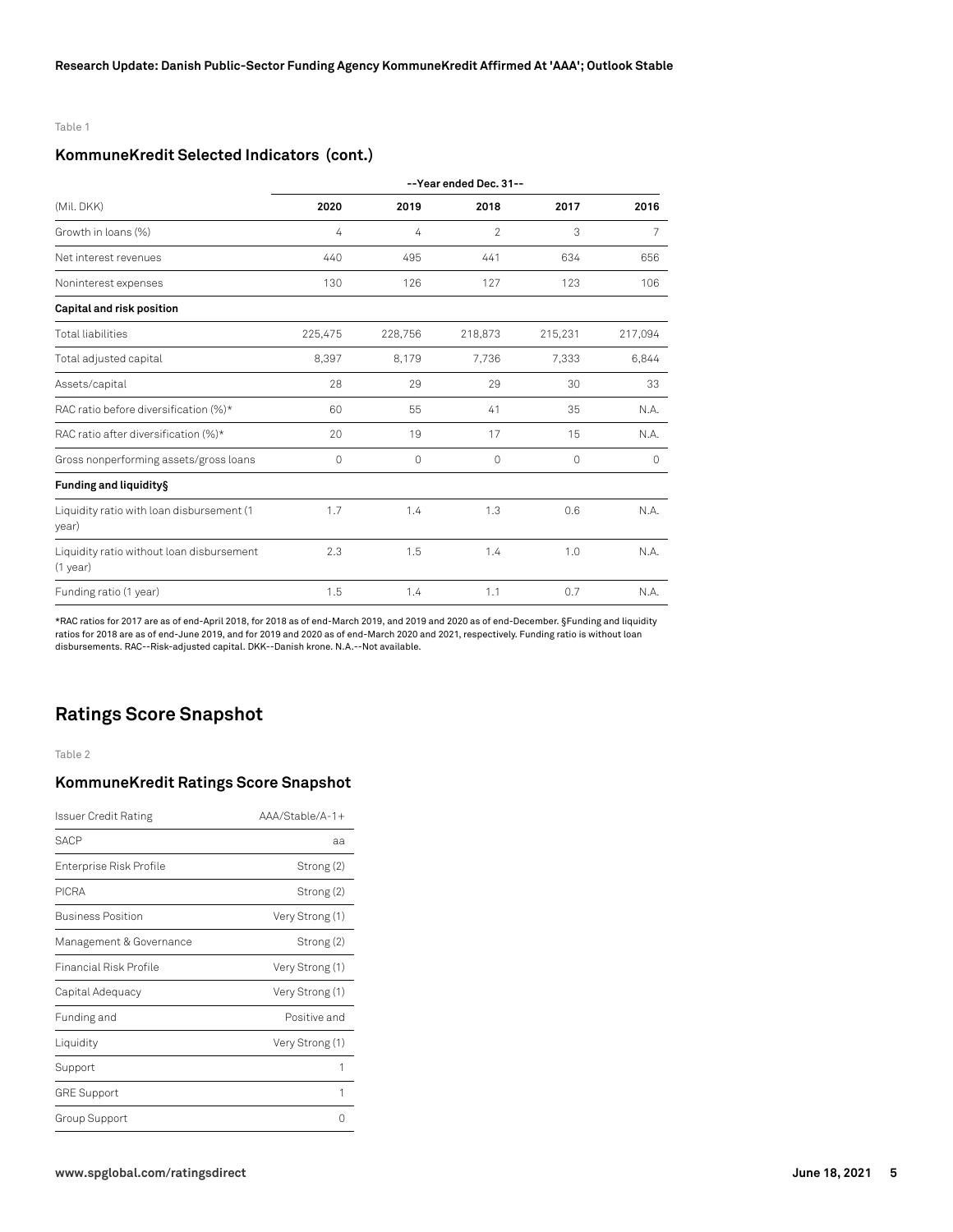Table 1

## KommuneKredit Selected Indicators (cont.)

| | --Year ended Dec. 31-- | | | | |
|---|---|---|---|---|---|
| (Mil. DKK) | 2020 | 2019 | 2018 | 2017 | 2016 |
| Growth in loans (%) | 4 | 4 | 2 | 3 | 7 |
| Net interest revenues | 440 | 495 | 441 | 634 | 656 |
| Noninterest expenses | 130 | 126 | 127 | 123 | 106 |
| **Capital and risk position** | | | | | |
| Total liabilities | 225,475 | 228,756 | 218,873 | 215,231 | 217,094 |
| Total adjusted capital | 8,397 | 8,179 | 7,736 | 7,333 | 6,844 |
| Assets/capital | 28 | 29 | 29 | 30 | 33 |
| RAC ratio before diversification (%)* | 60 | 55 | 41 | 35 | N.A. |
| RAC ratio after diversification (%)* | 20 | 19 | 17 | 15 | N.A. |
| Gross nonperforming assets/gross loans | 0 | 0 | 0 | 0 | 0 |
| **Funding and liquidity§** | | | | | |
| Liquidity ratio with loan disbursement (1 year) | 1.7 | 1.4 | 1.3 | 0.6 | N.A. |
| Liquidity ratio without loan disbursement (1 year) | 2.3 | 1.5 | 1.4 | 1.0 | N.A. |
| Funding ratio (1 year) | 1.5 | 1.4 | 1.1 | 0.7 | N.A. |

*RAC ratios for 2017 are as of end-April 2018, for 2018 as of end-March 2019, and 2019 and 2020 as of end-December. §Funding and liquidity ratios for 2018 are as of end-June 2019, and for 2019 and 2020 as of end-March 2020 and 2021, respectively. Funding ratio is without loan disbursements. RAC--Risk-adjusted capital. DKK--Danish krone. N.A.--Not available.

# Ratings Score Snapshot

Table 2

## KommuneKredit Ratings Score Snapshot

| | |
|---|---|
| Issuer Credit Rating | AAA/Stable/A-1+ |
| SACP | aa |
| Enterprise Risk Profile | Strong (2) |
| PICRA | Strong (2) |
| Business Position | Very Strong (1) |
| Management & Governance | Strong (2) |
| Financial Risk Profile | Very Strong (1) |
| Capital Adequacy | Very Strong (1) |
| Funding and | Positive and |
| Liquidity | Very Strong (1) |
| Support | 1 |
| GRE Support | 1 |
| Group Support | 0 |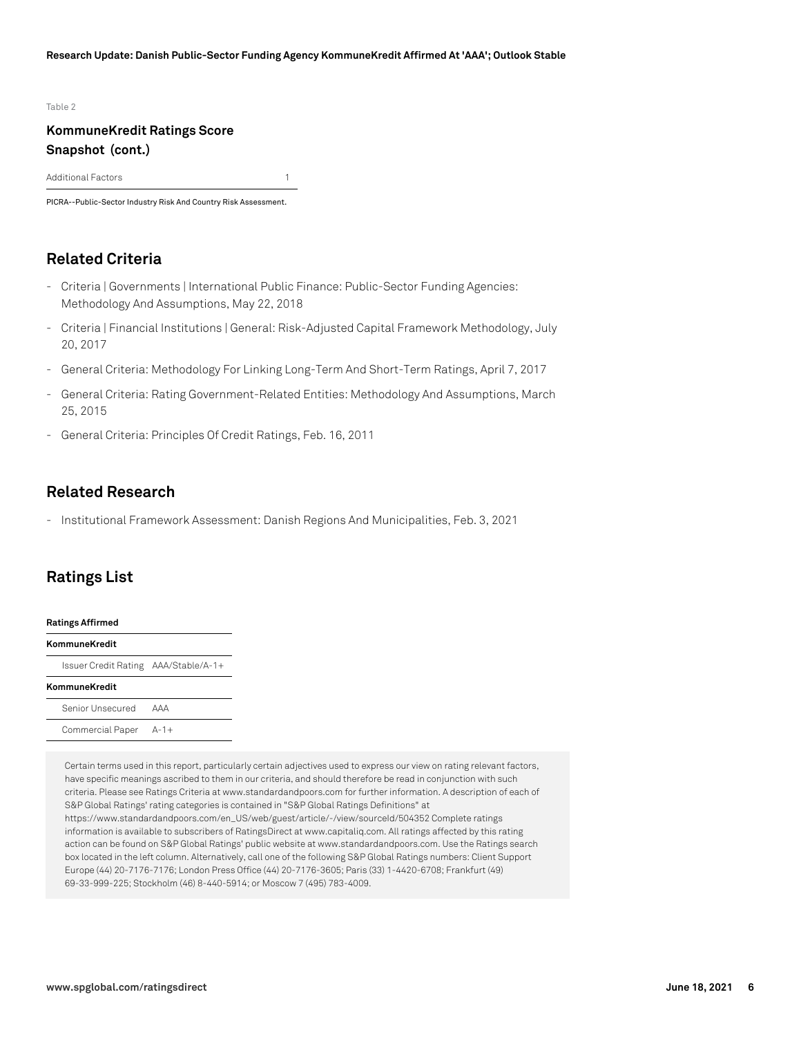Table 2

**KommuneKredit Ratings Score Snapshot (cont.)**

| | |
|---|---|
| Additional Factors | 1 |

PICRA--Public-Sector Industry Risk And Country Risk Assessment.

## Related Criteria

- Criteria | Governments | International Public Finance: Public-Sector Funding Agencies: Methodology And Assumptions, May 22, 2018
- Criteria | Financial Institutions | General: Risk-Adjusted Capital Framework Methodology, July 20, 2017
- General Criteria: Methodology For Linking Long-Term And Short-Term Ratings, April 7, 2017
- General Criteria: Rating Government-Related Entities: Methodology And Assumptions, March 25, 2015
- General Criteria: Principles Of Credit Ratings, Feb. 16, 2011

## Related Research

- Institutional Framework Assessment: Danish Regions And Municipalities, Feb. 3, 2021

## Ratings List

| **Ratings Affirmed** | |
|---|---|
| **KommuneKredit** | |
| Issuer Credit Rating | AAA/Stable/A-1+ |
| **KommuneKredit** | |
| Senior Unsecured | AAA |
| Commercial Paper | A-1+ |

Certain terms used in this report, particularly certain adjectives used to express our view on rating relevant factors, have specific meanings ascribed to them in our criteria, and should therefore be read in conjunction with such criteria. Please see Ratings Criteria at www.standardandpoors.com for further information. A description of each of S&P Global Ratings' rating categories is contained in "S&P Global Ratings Definitions" at https://www.standardandpoors.com/en_US/web/guest/article/-/view/sourceId/504352 Complete ratings information is available to subscribers of RatingsDirect at www.capitaliq.com. All ratings affected by this rating action can be found on S&P Global Ratings' public website at www.standardandpoors.com. Use the Ratings search box located in the left column. Alternatively, call one of the following S&P Global Ratings numbers: Client Support Europe (44) 20-7176-7176; London Press Office (44) 20-7176-3605; Paris (33) 1-4420-6708; Frankfurt (49) 69-33-999-225; Stockholm (46) 8-440-5914; or Moscow 7 (495) 783-4009.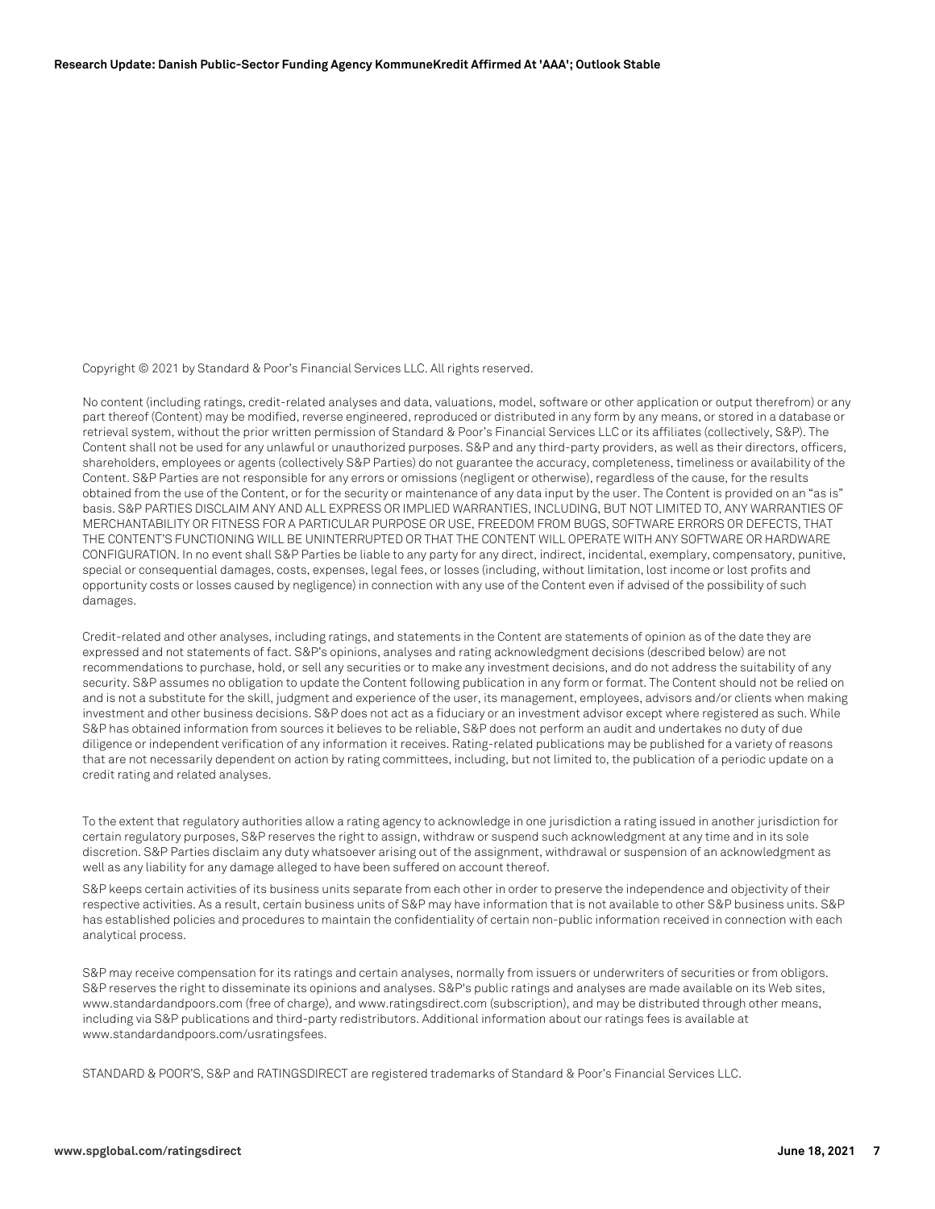Copyright © 2021 by Standard & Poor's Financial Services LLC. All rights reserved.

No content (including ratings, credit-related analyses and data, valuations, model, software or other application or output therefrom) or any part thereof (Content) may be modified, reverse engineered, reproduced or distributed in any form by any means, or stored in a database or retrieval system, without the prior written permission of Standard & Poor's Financial Services LLC or its affiliates (collectively, S&P). The Content shall not be used for any unlawful or unauthorized purposes. S&P and any third-party providers, as well as their directors, officers, shareholders, employees or agents (collectively S&P Parties) do not guarantee the accuracy, completeness, timeliness or availability of the Content. S&P Parties are not responsible for any errors or omissions (negligent or otherwise), regardless of the cause, for the results obtained from the use of the Content, or for the security or maintenance of any data input by the user. The Content is provided on an "as is" basis. S&P PARTIES DISCLAIM ANY AND ALL EXPRESS OR IMPLIED WARRANTIES, INCLUDING, BUT NOT LIMITED TO, ANY WARRANTIES OF MERCHANTABILITY OR FITNESS FOR A PARTICULAR PURPOSE OR USE, FREEDOM FROM BUGS, SOFTWARE ERRORS OR DEFECTS, THAT THE CONTENT'S FUNCTIONING WILL BE UNINTERRUPTED OR THAT THE CONTENT WILL OPERATE WITH ANY SOFTWARE OR HARDWARE CONFIGURATION. In no event shall S&P Parties be liable to any party for any direct, indirect, incidental, exemplary, compensatory, punitive, special or consequential damages, costs, expenses, legal fees, or losses (including, without limitation, lost income or lost profits and opportunity costs or losses caused by negligence) in connection with any use of the Content even if advised of the possibility of such damages.

Credit-related and other analyses, including ratings, and statements in the Content are statements of opinion as of the date they are expressed and not statements of fact. S&P's opinions, analyses and rating acknowledgment decisions (described below) are not recommendations to purchase, hold, or sell any securities or to make any investment decisions, and do not address the suitability of any security. S&P assumes no obligation to update the Content following publication in any form or format. The Content should not be relied on and is not a substitute for the skill, judgment and experience of the user, its management, employees, advisors and/or clients when making investment and other business decisions. S&P does not act as a fiduciary or an investment advisor except where registered as such. While S&P has obtained information from sources it believes to be reliable, S&P does not perform an audit and undertakes no duty of due diligence or independent verification of any information it receives. Rating-related publications may be published for a variety of reasons that are not necessarily dependent on action by rating committees, including, but not limited to, the publication of a periodic update on a credit rating and related analyses.

To the extent that regulatory authorities allow a rating agency to acknowledge in one jurisdiction a rating issued in another jurisdiction for certain regulatory purposes, S&P reserves the right to assign, withdraw or suspend such acknowledgment at any time and in its sole discretion. S&P Parties disclaim any duty whatsoever arising out of the assignment, withdrawal or suspension of an acknowledgment as well as any liability for any damage alleged to have been suffered on account thereof.

S&P keeps certain activities of its business units separate from each other in order to preserve the independence and objectivity of their respective activities. As a result, certain business units of S&P may have information that is not available to other S&P business units. S&P has established policies and procedures to maintain the confidentiality of certain non-public information received in connection with each analytical process.

S&P may receive compensation for its ratings and certain analyses, normally from issuers or underwriters of securities or from obligors. S&P reserves the right to disseminate its opinions and analyses. S&P's public ratings and analyses are made available on its Web sites, www.standardandpoors.com (free of charge), and www.ratingsdirect.com (subscription), and may be distributed through other means, including via S&P publications and third-party redistributors. Additional information about our ratings fees is available at www.standardandpoors.com/usratingsfees.

STANDARD & POOR'S, S&P and RATINGSDIRECT are registered trademarks of Standard & Poor's Financial Services LLC.